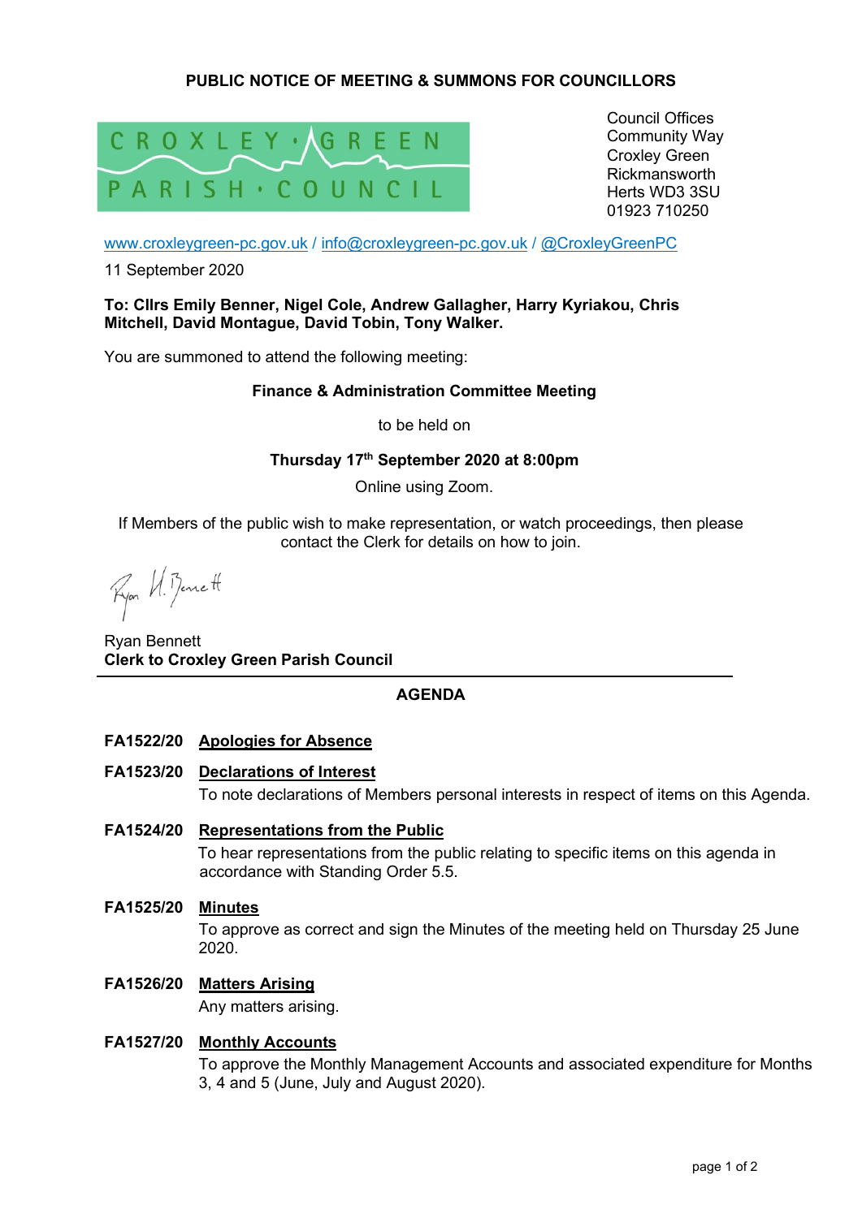# PUBLIC NOTICE OF MEETING & SUMMONS FOR COUNCILLORS

CROXLEY GREEN PARISH COUNCIL

Council Offices
Community Way
Croxley Green
Rickmansworth
Herts WD3 3SU
01923 710250

www.croxleygreen-pc.gov.uk / info@croxleygreen-pc.gov.uk / @CroxleyGreenPC

11 September 2020

**To: Cllrs Emily Benner, Nigel Cole, Andrew Gallagher, Harry Kyriakou, Chris Mitchell, David Montague, David Tobin, Tony Walker.**

You are summoned to attend the following meeting:

**Finance & Administration Committee Meeting**

to be held on

**Thursday 17th September 2020 at 8:00pm**

Online using Zoom.

If Members of the public wish to make representation, or watch proceedings, then please contact the Clerk for details on how to join.

Ryan Bennett
**Clerk to Croxley Green Parish Council**

---

## AGENDA

**FA1522/20** **Apologies for Absence**

**FA1523/20** **Declarations of Interest**

To note declarations of Members personal interests in respect of items on this Agenda.

**FA1524/20** **Representations from the Public**

To hear representations from the public relating to specific items on this agenda in accordance with Standing Order 5.5.

**FA1525/20** **Minutes**

To approve as correct and sign the Minutes of the meeting held on Thursday 25 June 2020.

**FA1526/20** **Matters Arising**

Any matters arising.

**FA1527/20** **Monthly Accounts**

To approve the Monthly Management Accounts and associated expenditure for Months 3, 4 and 5 (June, July and August 2020).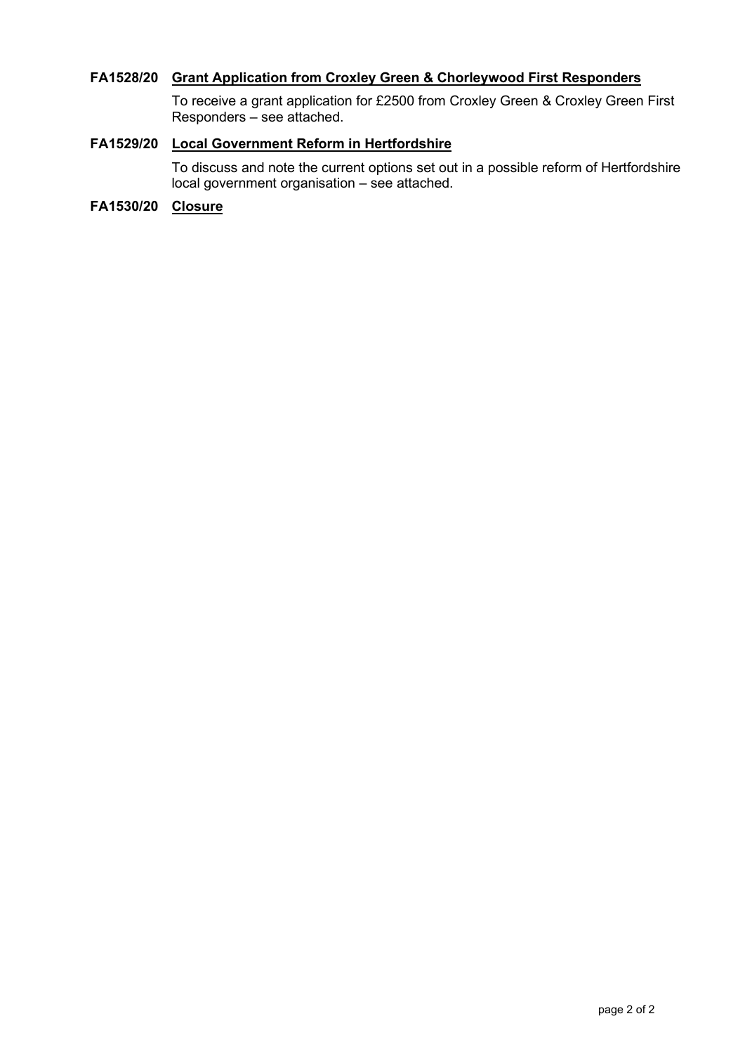**FA1528/20 <u>Grant Application from Croxley Green & Chorleywood First Responders</u>**

To receive a grant application for £2500 from Croxley Green & Croxley Green First Responders – see attached.

**FA1529/20 <u>Local Government Reform in Hertfordshire</u>**

To discuss and note the current options set out in a possible reform of Hertfordshire local government organisation – see attached.

**FA1530/20 <u>Closure</u>**